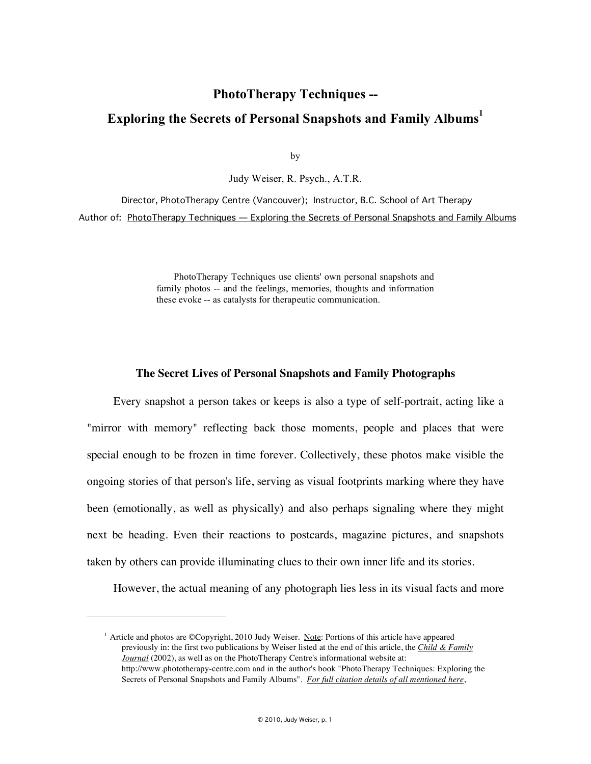# PhotoTherapy Techniques -- Exploring the Secrets of Personal Snapshots and Family Albums[1]

by

Judy Weiser, R. Psych., A.T.R.

Director, PhotoTherapy Centre (Vancouver); Instructor, B.C. School of Art Therapy

Author of: PhotoTherapy Techniques — Exploring the Secrets of Personal Snapshots and Family Albums

> PhotoTherapy Techniques use clients' own personal snapshots and family photos -- and the feelings, memories, thoughts and information these evoke -- as catalysts for therapeutic communication.

## The Secret Lives of Personal Snapshots and Family Photographs

Every snapshot a person takes or keeps is also a type of self-portrait, acting like a "mirror with memory" reflecting back those moments, people and places that were special enough to be frozen in time forever. Collectively, these photos make visible the ongoing stories of that person's life, serving as visual footprints marking where they have been (emotionally, as well as physically) and also perhaps signaling where they might next be heading. Even their reactions to postcards, magazine pictures, and snapshots taken by others can provide illuminating clues to their own inner life and its stories.

However, the actual meaning of any photograph lies less in its visual facts and more

---

[1] Article and photos are ©Copyright, 2010 Judy Weiser. Note: Portions of this article have appeared previously in: the first two publications by Weiser listed at the end of this article, the *Child & Family Journal* (2002), as well as on the PhotoTherapy Centre's informational website at: http://www.phototherapy-centre.com and in the author's book "PhotoTherapy Techniques: Exploring the Secrets of Personal Snapshots and Family Albums". *For full citation details of all mentioned here*,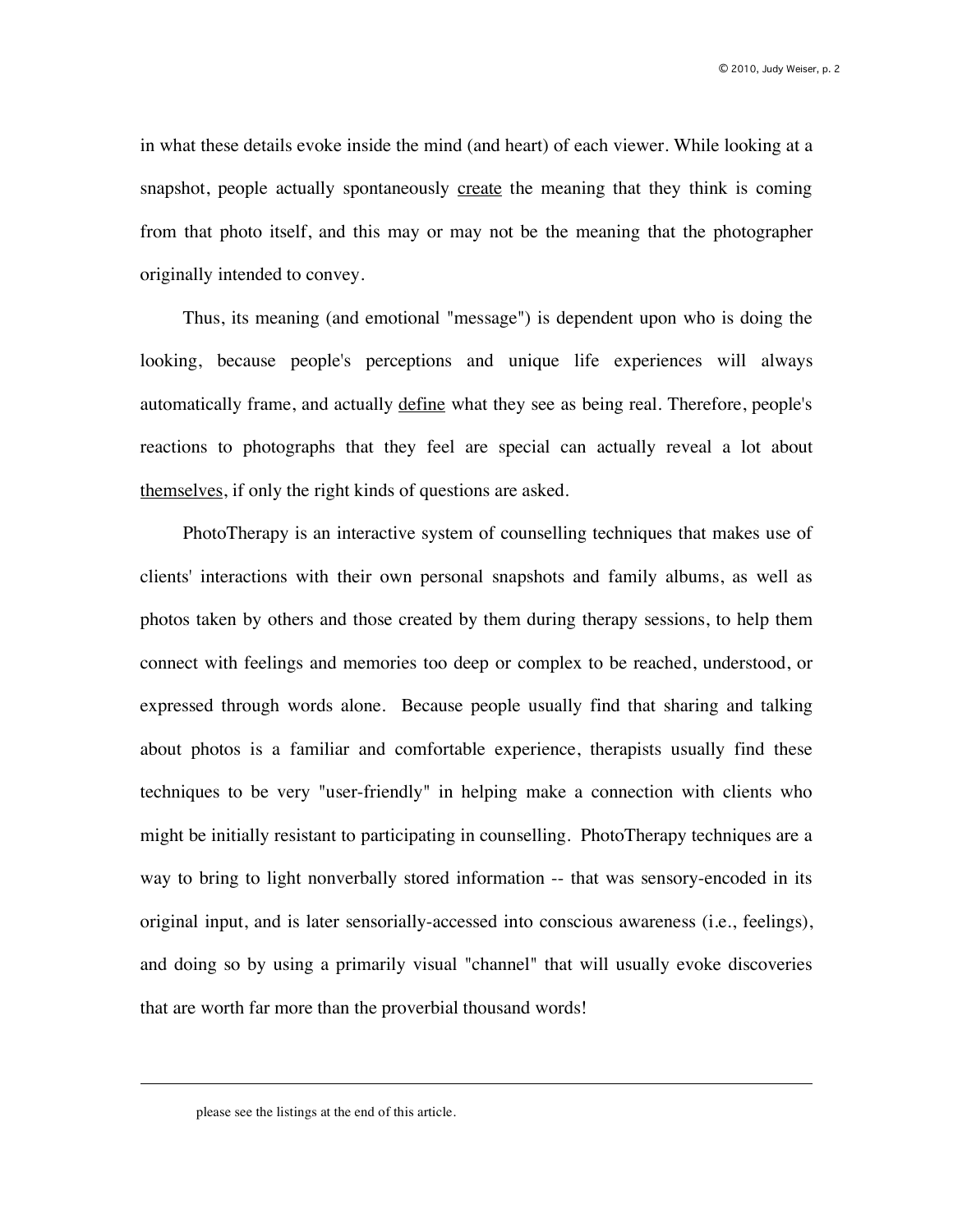in what these details evoke inside the mind (and heart) of each viewer. While looking at a snapshot, people actually spontaneously <u>create</u> the meaning that they think is coming from that photo itself, and this may or may not be the meaning that the photographer originally intended to convey.

Thus, its meaning (and emotional "message") is dependent upon who is doing the looking, because people's perceptions and unique life experiences will always automatically frame, and actually <u>define</u> what they see as being real. Therefore, people's reactions to photographs that they feel are special can actually reveal a lot about <u>themselves</u>, if only the right kinds of questions are asked.

PhotoTherapy is an interactive system of counselling techniques that makes use of clients' interactions with their own personal snapshots and family albums, as well as photos taken by others and those created by them during therapy sessions, to help them connect with feelings and memories too deep or complex to be reached, understood, or expressed through words alone. Because people usually find that sharing and talking about photos is a familiar and comfortable experience, therapists usually find these techniques to be very "user-friendly" in helping make a connection with clients who might be initially resistant to participating in counselling. PhotoTherapy techniques are a way to bring to light nonverbally stored information -- that was sensory-encoded in its original input, and is later sensorially-accessed into conscious awareness (i.e., feelings), and doing so by using a primarily visual "channel" that will usually evoke discoveries that are worth far more than the proverbial thousand words!

---

please see the listings at the end of this article.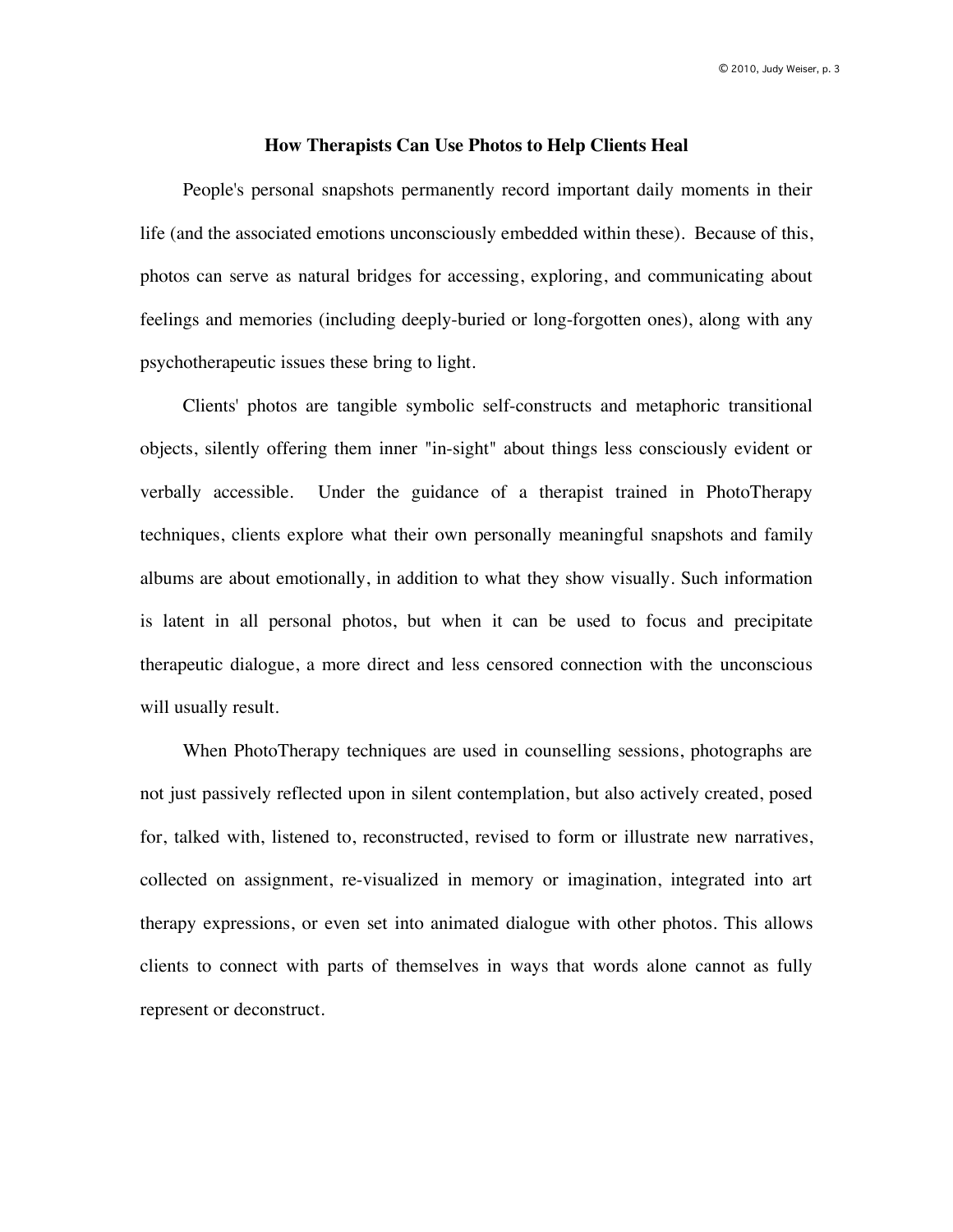## How Therapists Can Use Photos to Help Clients Heal

People's personal snapshots permanently record important daily moments in their life (and the associated emotions unconsciously embedded within these). Because of this, photos can serve as natural bridges for accessing, exploring, and communicating about feelings and memories (including deeply-buried or long-forgotten ones), along with any psychotherapeutic issues these bring to light.

Clients' photos are tangible symbolic self-constructs and metaphoric transitional objects, silently offering them inner "in-sight" about things less consciously evident or verbally accessible. Under the guidance of a therapist trained in PhotoTherapy techniques, clients explore what their own personally meaningful snapshots and family albums are about emotionally, in addition to what they show visually. Such information is latent in all personal photos, but when it can be used to focus and precipitate therapeutic dialogue, a more direct and less censored connection with the unconscious will usually result.

When PhotoTherapy techniques are used in counselling sessions, photographs are not just passively reflected upon in silent contemplation, but also actively created, posed for, talked with, listened to, reconstructed, revised to form or illustrate new narratives, collected on assignment, re-visualized in memory or imagination, integrated into art therapy expressions, or even set into animated dialogue with other photos. This allows clients to connect with parts of themselves in ways that words alone cannot as fully represent or deconstruct.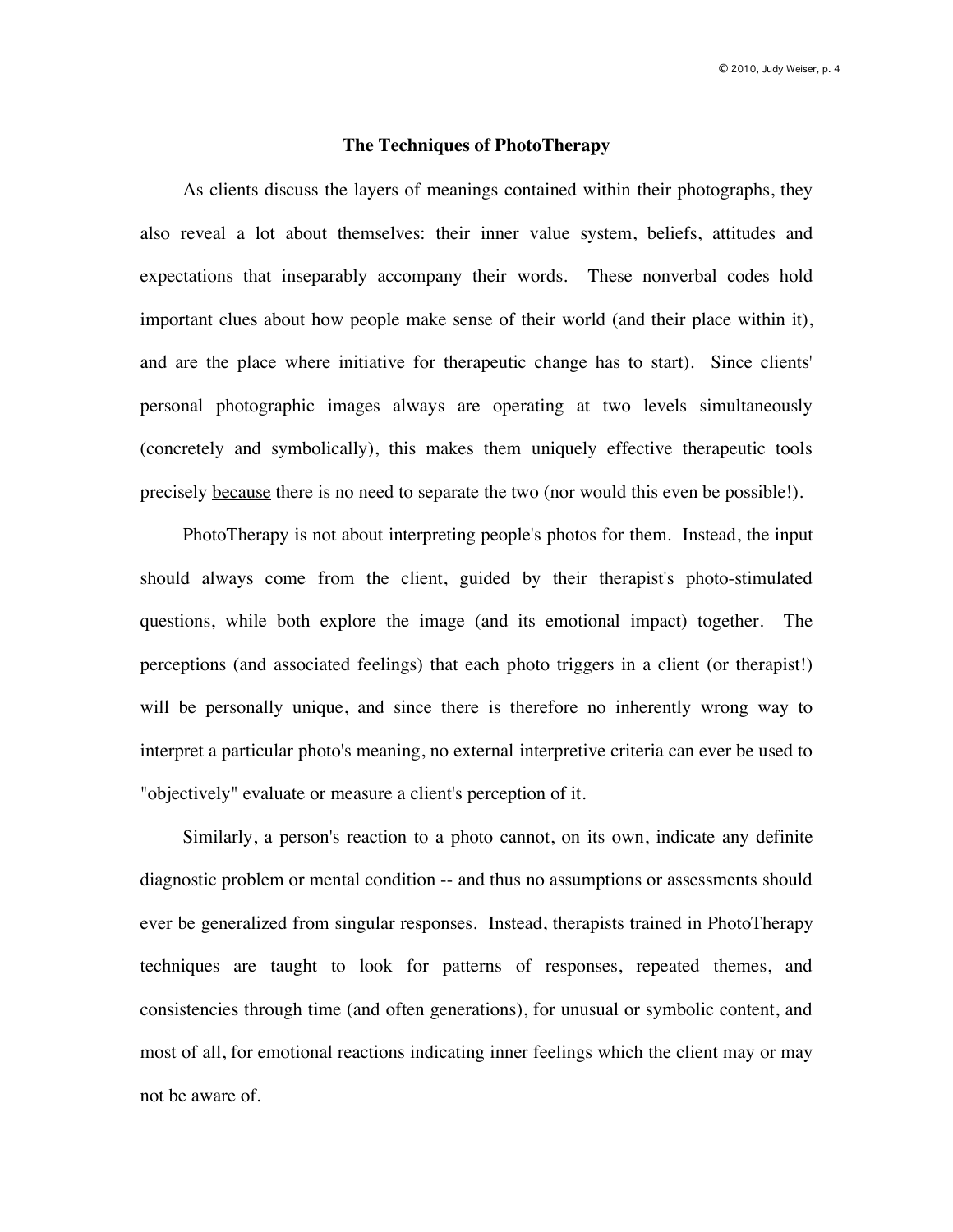## The Techniques of PhotoTherapy

As clients discuss the layers of meanings contained within their photographs, they also reveal a lot about themselves: their inner value system, beliefs, attitudes and expectations that inseparably accompany their words. These nonverbal codes hold important clues about how people make sense of their world (and their place within it), and are the place where initiative for therapeutic change has to start). Since clients' personal photographic images always are operating at two levels simultaneously (concretely and symbolically), this makes them uniquely effective therapeutic tools precisely <u>because</u> there is no need to separate the two (nor would this even be possible!).

PhotoTherapy is not about interpreting people's photos for them. Instead, the input should always come from the client, guided by their therapist's photo-stimulated questions, while both explore the image (and its emotional impact) together. The perceptions (and associated feelings) that each photo triggers in a client (or therapist!) will be personally unique, and since there is therefore no inherently wrong way to interpret a particular photo's meaning, no external interpretive criteria can ever be used to "objectively" evaluate or measure a client's perception of it.

Similarly, a person's reaction to a photo cannot, on its own, indicate any definite diagnostic problem or mental condition -- and thus no assumptions or assessments should ever be generalized from singular responses. Instead, therapists trained in PhotoTherapy techniques are taught to look for patterns of responses, repeated themes, and consistencies through time (and often generations), for unusual or symbolic content, and most of all, for emotional reactions indicating inner feelings which the client may or may not be aware of.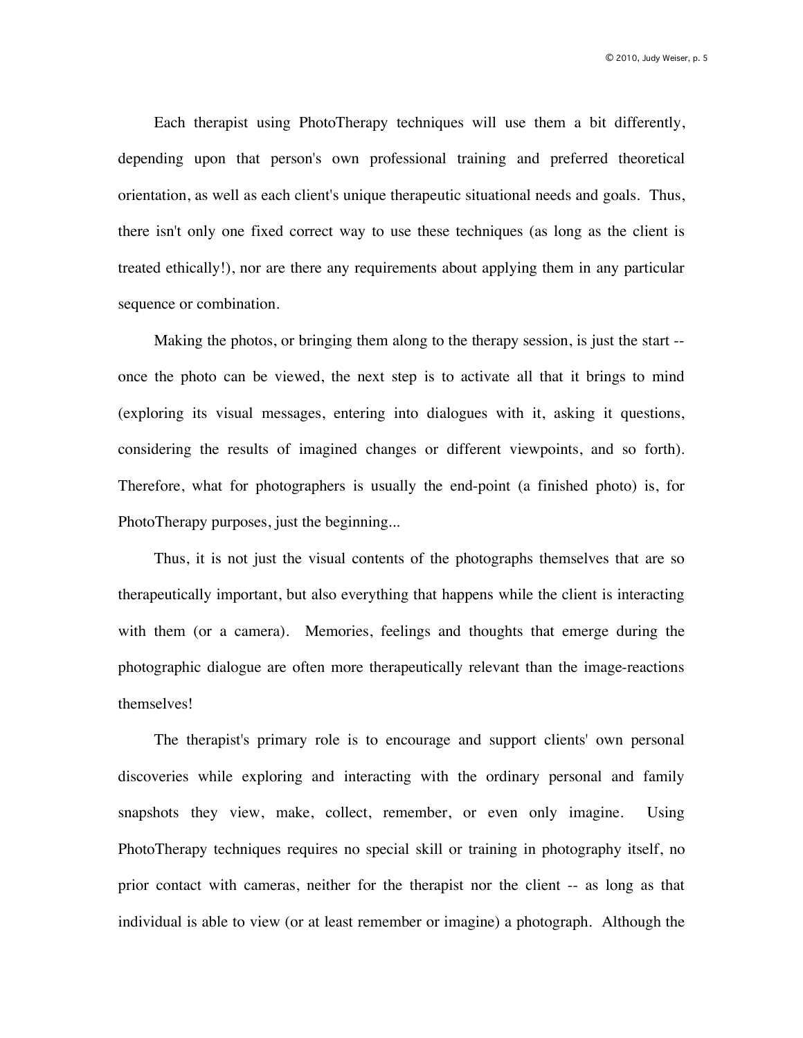Each therapist using PhotoTherapy techniques will use them a bit differently, depending upon that person's own professional training and preferred theoretical orientation, as well as each client's unique therapeutic situational needs and goals. Thus, there isn't only one fixed correct way to use these techniques (as long as the client is treated ethically!), nor are there any requirements about applying them in any particular sequence or combination.

Making the photos, or bringing them along to the therapy session, is just the start -- once the photo can be viewed, the next step is to activate all that it brings to mind (exploring its visual messages, entering into dialogues with it, asking it questions, considering the results of imagined changes or different viewpoints, and so forth). Therefore, what for photographers is usually the end-point (a finished photo) is, for PhotoTherapy purposes, just the beginning...

Thus, it is not just the visual contents of the photographs themselves that are so therapeutically important, but also everything that happens while the client is interacting with them (or a camera). Memories, feelings and thoughts that emerge during the photographic dialogue are often more therapeutically relevant than the image-reactions themselves!

The therapist's primary role is to encourage and support clients' own personal discoveries while exploring and interacting with the ordinary personal and family snapshots they view, make, collect, remember, or even only imagine. Using PhotoTherapy techniques requires no special skill or training in photography itself, no prior contact with cameras, neither for the therapist nor the client -- as long as that individual is able to view (or at least remember or imagine) a photograph. Although the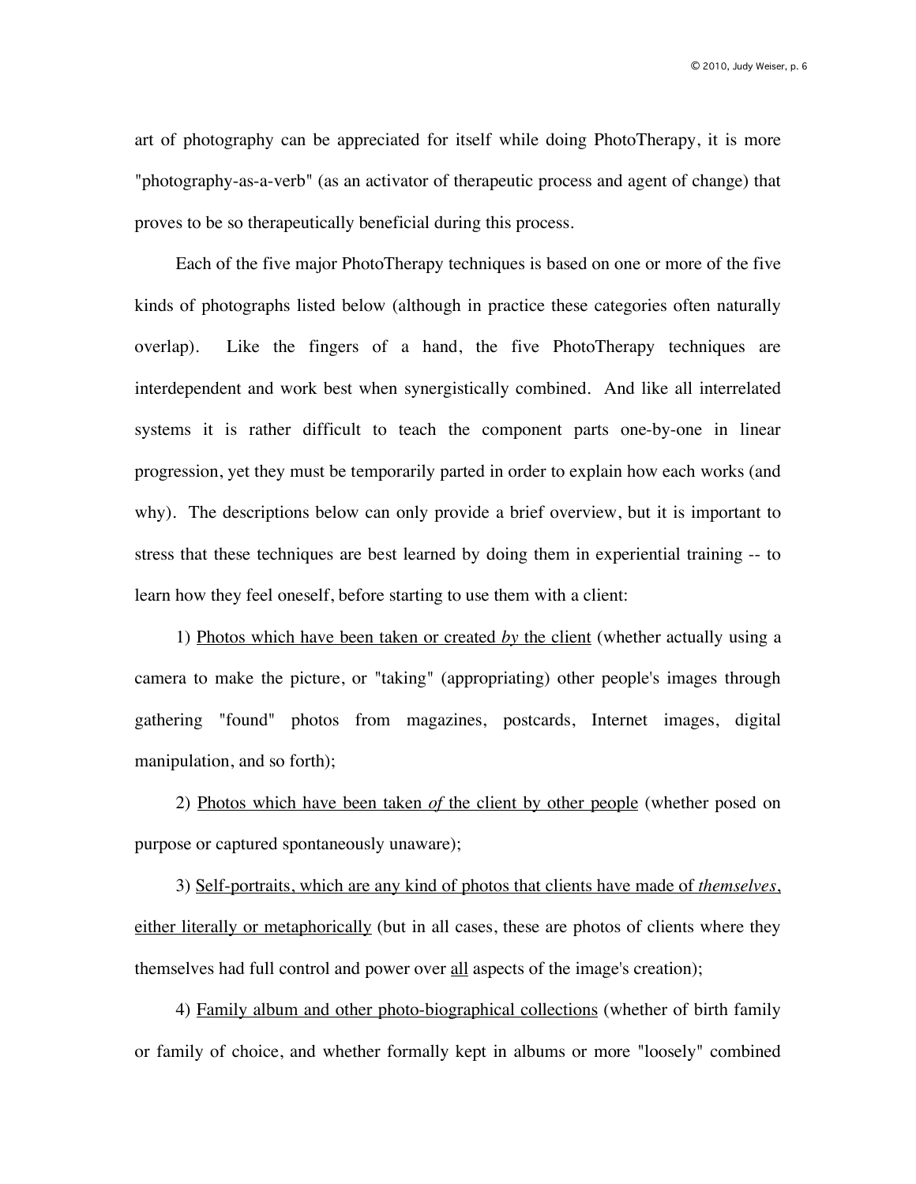art of photography can be appreciated for itself while doing PhotoTherapy, it is more "photography-as-a-verb" (as an activator of therapeutic process and agent of change) that proves to be so therapeutically beneficial during this process.

Each of the five major PhotoTherapy techniques is based on one or more of the five kinds of photographs listed below (although in practice these categories often naturally overlap). Like the fingers of a hand, the five PhotoTherapy techniques are interdependent and work best when synergistically combined. And like all interrelated systems it is rather difficult to teach the component parts one-by-one in linear progression, yet they must be temporarily parted in order to explain how each works (and why). The descriptions below can only provide a brief overview, but it is important to stress that these techniques are best learned by doing them in experiential training -- to learn how they feel oneself, before starting to use them with a client:

1) <u>Photos which have been taken or created *by* the client</u> (whether actually using a camera to make the picture, or "taking" (appropriating) other people's images through gathering "found" photos from magazines, postcards, Internet images, digital manipulation, and so forth);

2) <u>Photos which have been taken *of* the client by other people</u> (whether posed on purpose or captured spontaneously unaware);

3) <u>Self-portraits, which are any kind of photos that clients have made of *themselves*, either literally or metaphorically</u> (but in all cases, these are photos of clients where they themselves had full control and power over <u>all</u> aspects of the image's creation);

4) <u>Family album and other photo-biographical collections</u> (whether of birth family or family of choice, and whether formally kept in albums or more "loosely" combined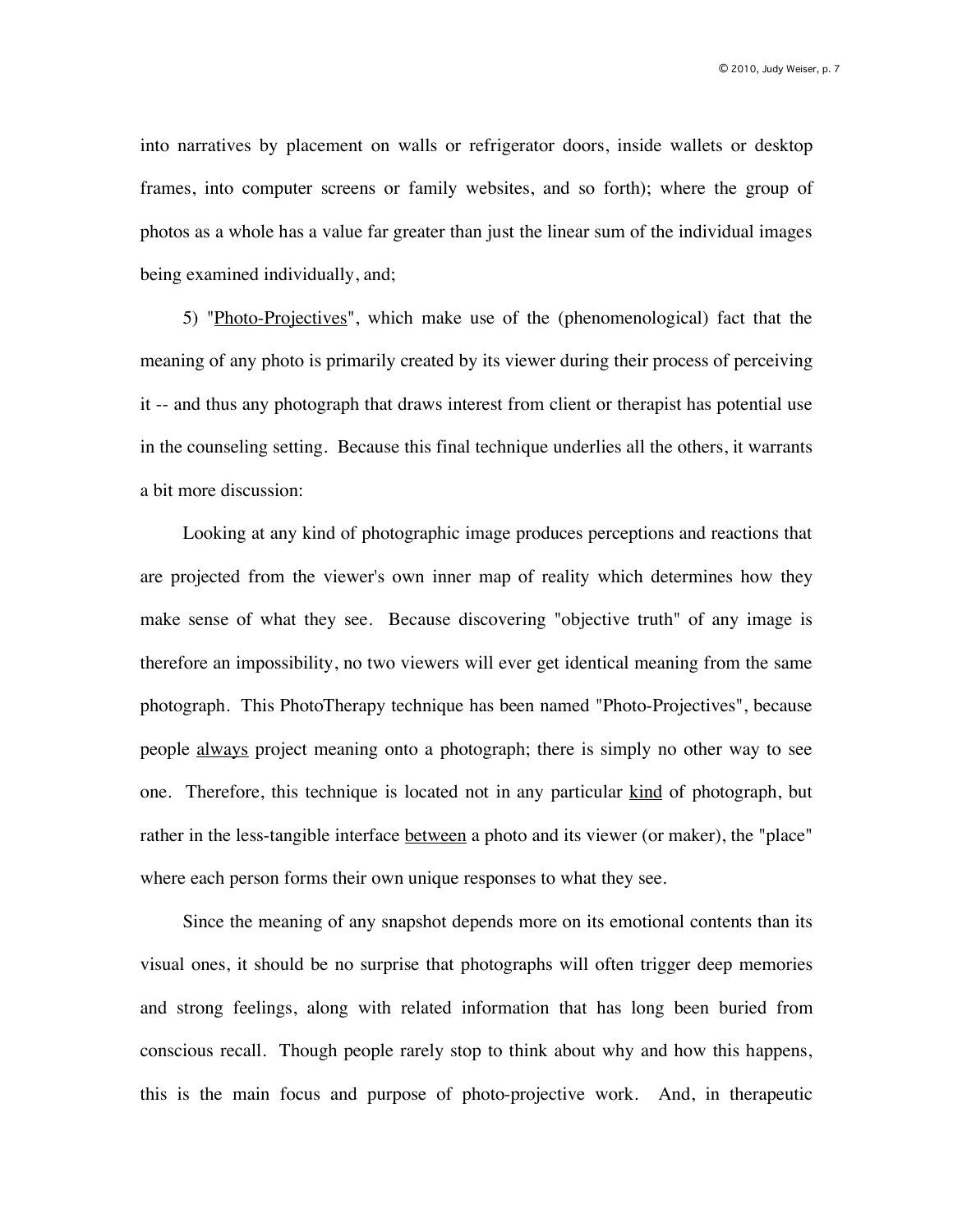into narratives by placement on walls or refrigerator doors, inside wallets or desktop frames, into computer screens or family websites, and so forth); where the group of photos as a whole has a value far greater than just the linear sum of the individual images being examined individually, and;

5) "<u>Photo-Projectives</u>", which make use of the (phenomenological) fact that the meaning of any photo is primarily created by its viewer during their process of perceiving it -- and thus any photograph that draws interest from client or therapist has potential use in the counseling setting. Because this final technique underlies all the others, it warrants a bit more discussion:

Looking at any kind of photographic image produces perceptions and reactions that are projected from the viewer's own inner map of reality which determines how they make sense of what they see. Because discovering "objective truth" of any image is therefore an impossibility, no two viewers will ever get identical meaning from the same photograph. This PhotoTherapy technique has been named "Photo-Projectives", because people <u>always</u> project meaning onto a photograph; there is simply no other way to see one. Therefore, this technique is located not in any particular <u>kind</u> of photograph, but rather in the less-tangible interface <u>between</u> a photo and its viewer (or maker), the "place" where each person forms their own unique responses to what they see.

Since the meaning of any snapshot depends more on its emotional contents than its visual ones, it should be no surprise that photographs will often trigger deep memories and strong feelings, along with related information that has long been buried from conscious recall. Though people rarely stop to think about why and how this happens, this is the main focus and purpose of photo-projective work. And, in therapeutic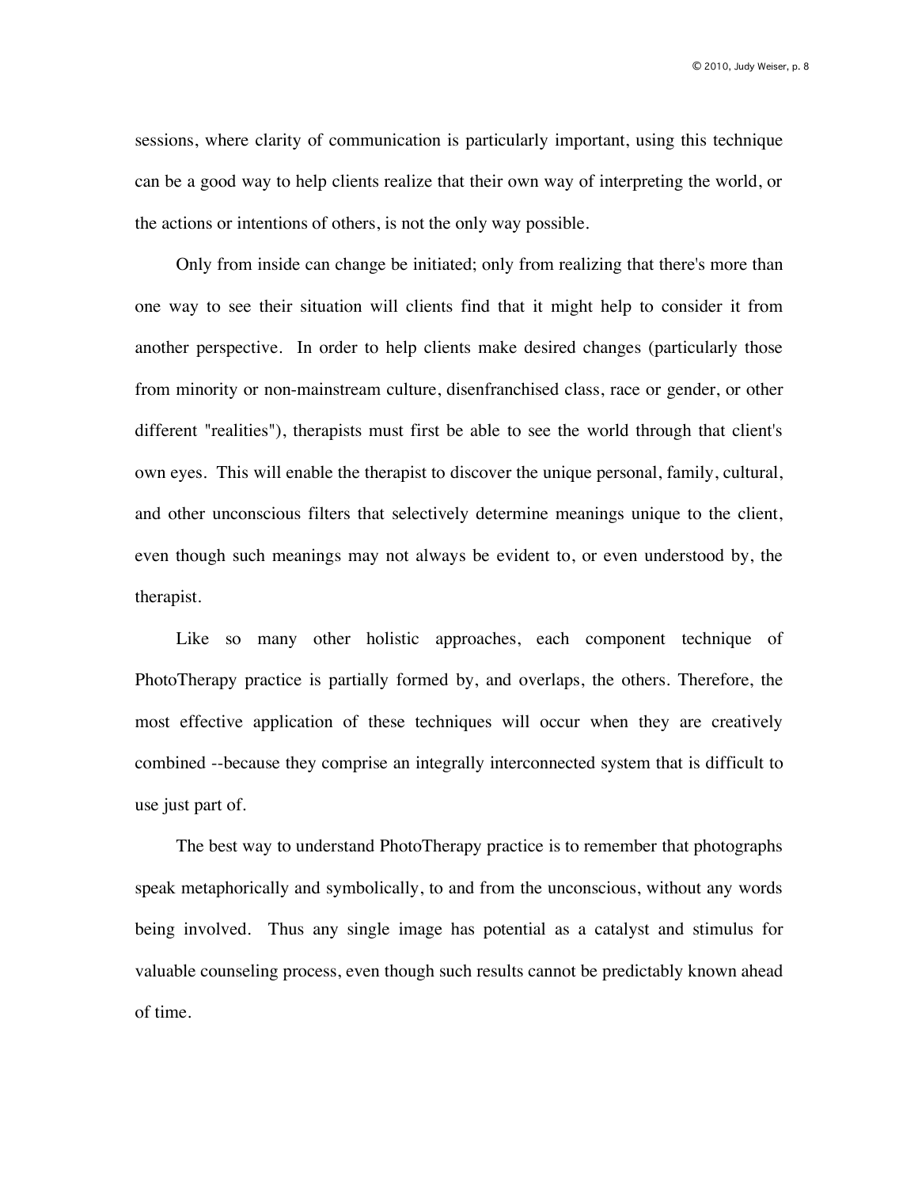sessions, where clarity of communication is particularly important, using this technique can be a good way to help clients realize that their own way of interpreting the world, or the actions or intentions of others, is not the only way possible.

Only from inside can change be initiated; only from realizing that there's more than one way to see their situation will clients find that it might help to consider it from another perspective. In order to help clients make desired changes (particularly those from minority or non-mainstream culture, disenfranchised class, race or gender, or other different "realities"), therapists must first be able to see the world through that client's own eyes. This will enable the therapist to discover the unique personal, family, cultural, and other unconscious filters that selectively determine meanings unique to the client, even though such meanings may not always be evident to, or even understood by, the therapist.

Like so many other holistic approaches, each component technique of PhotoTherapy practice is partially formed by, and overlaps, the others. Therefore, the most effective application of these techniques will occur when they are creatively combined --because they comprise an integrally interconnected system that is difficult to use just part of.

The best way to understand PhotoTherapy practice is to remember that photographs speak metaphorically and symbolically, to and from the unconscious, without any words being involved. Thus any single image has potential as a catalyst and stimulus for valuable counseling process, even though such results cannot be predictably known ahead of time.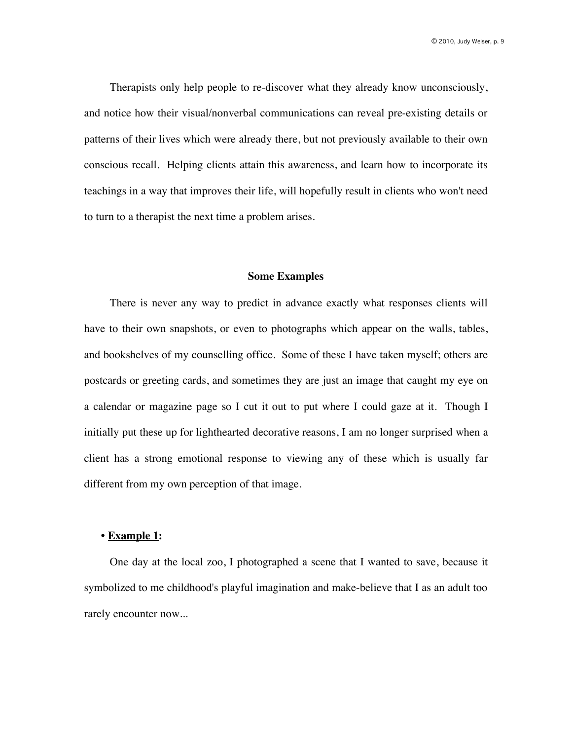Therapists only help people to re-discover what they already know unconsciously, and notice how their visual/nonverbal communications can reveal pre-existing details or patterns of their lives which were already there, but not previously available to their own conscious recall. Helping clients attain this awareness, and learn how to incorporate its teachings in a way that improves their life, will hopefully result in clients who won't need to turn to a therapist the next time a problem arises.

## Some Examples

There is never any way to predict in advance exactly what responses clients will have to their own snapshots, or even to photographs which appear on the walls, tables, and bookshelves of my counselling office. Some of these I have taken myself; others are postcards or greeting cards, and sometimes they are just an image that caught my eye on a calendar or magazine page so I cut it out to put where I could gaze at it. Though I initially put these up for lighthearted decorative reasons, I am no longer surprised when a client has a strong emotional response to viewing any of these which is usually far different from my own perception of that image.

### • <u>Example 1</u>:

One day at the local zoo, I photographed a scene that I wanted to save, because it symbolized to me childhood's playful imagination and make-believe that I as an adult too rarely encounter now...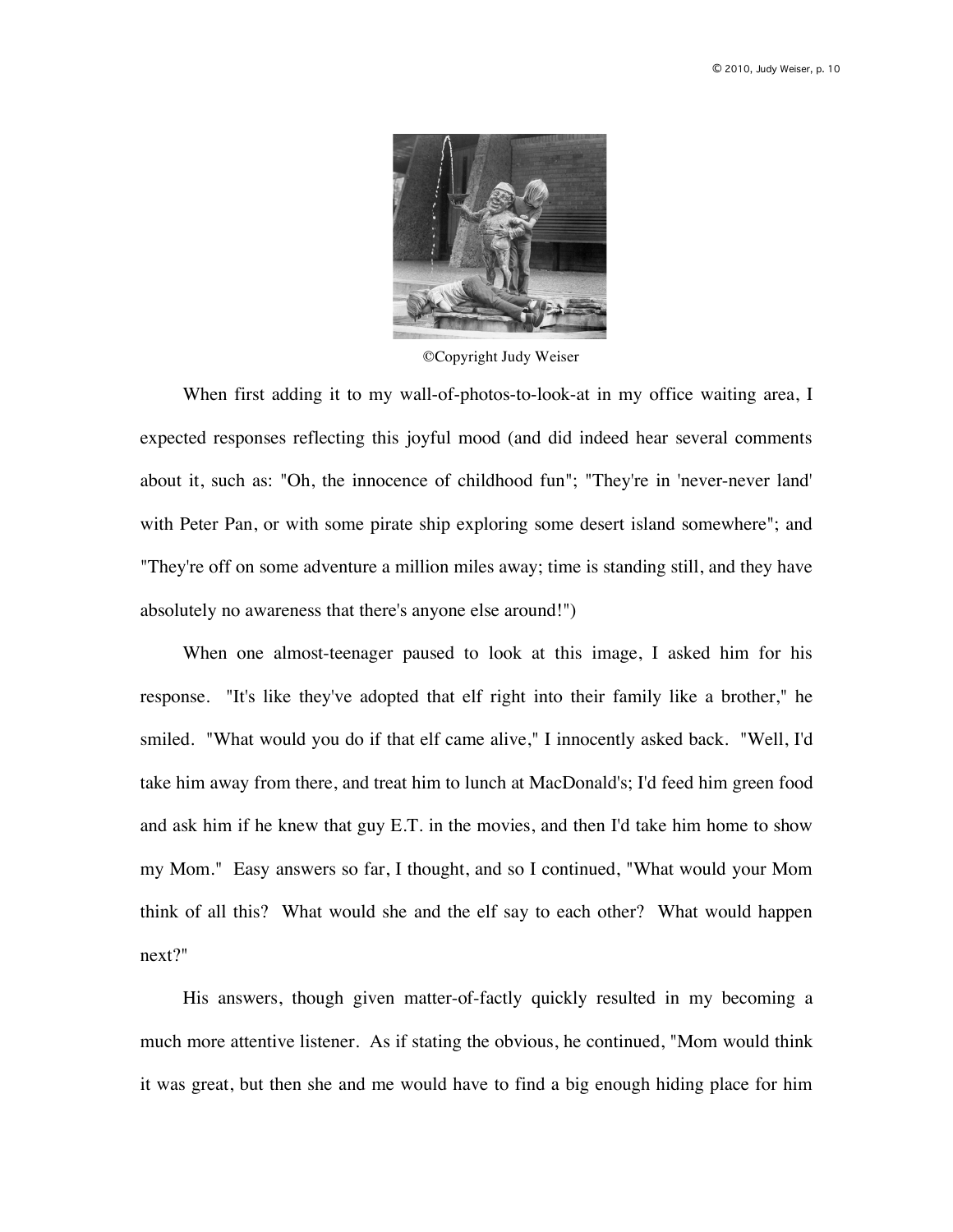©Copyright Judy Weiser

When first adding it to my wall-of-photos-to-look-at in my office waiting area, I expected responses reflecting this joyful mood (and did indeed hear several comments about it, such as: "Oh, the innocence of childhood fun"; "They're in 'never-never land' with Peter Pan, or with some pirate ship exploring some desert island somewhere"; and "They're off on some adventure a million miles away; time is standing still, and they have absolutely no awareness that there's anyone else around!")

When one almost-teenager paused to look at this image, I asked him for his response. "It's like they've adopted that elf right into their family like a brother," he smiled. "What would you do if that elf came alive," I innocently asked back. "Well, I'd take him away from there, and treat him to lunch at MacDonald's; I'd feed him green food and ask him if he knew that guy E.T. in the movies, and then I'd take him home to show my Mom." Easy answers so far, I thought, and so I continued, "What would your Mom think of all this? What would she and the elf say to each other? What would happen next?"

His answers, though given matter-of-factly quickly resulted in my becoming a much more attentive listener. As if stating the obvious, he continued, "Mom would think it was great, but then she and me would have to find a big enough hiding place for him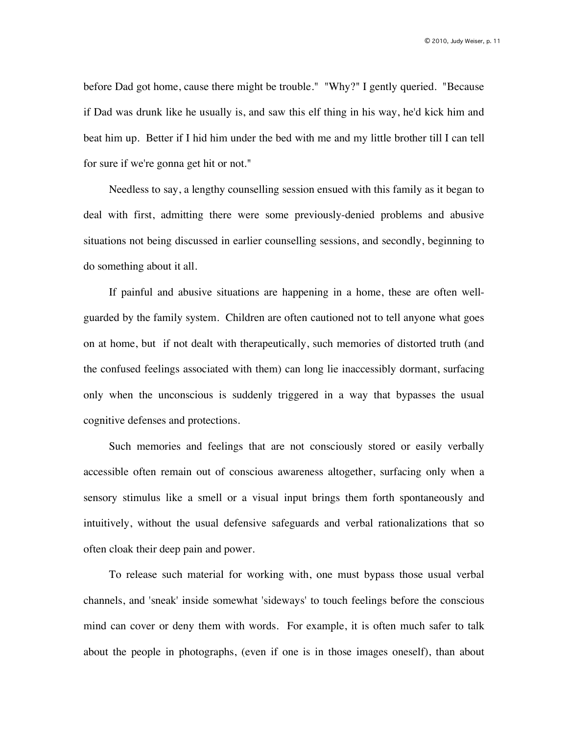before Dad got home, cause there might be trouble." "Why?" I gently queried. "Because if Dad was drunk like he usually is, and saw this elf thing in his way, he'd kick him and beat him up. Better if I hid him under the bed with me and my little brother till I can tell for sure if we're gonna get hit or not."

Needless to say, a lengthy counselling session ensued with this family as it began to deal with first, admitting there were some previously-denied problems and abusive situations not being discussed in earlier counselling sessions, and secondly, beginning to do something about it all.

If painful and abusive situations are happening in a home, these are often well-guarded by the family system. Children are often cautioned not to tell anyone what goes on at home, but if not dealt with therapeutically, such memories of distorted truth (and the confused feelings associated with them) can long lie inaccessibly dormant, surfacing only when the unconscious is suddenly triggered in a way that bypasses the usual cognitive defenses and protections.

Such memories and feelings that are not consciously stored or easily verbally accessible often remain out of conscious awareness altogether, surfacing only when a sensory stimulus like a smell or a visual input brings them forth spontaneously and intuitively, without the usual defensive safeguards and verbal rationalizations that so often cloak their deep pain and power.

To release such material for working with, one must bypass those usual verbal channels, and 'sneak' inside somewhat 'sideways' to touch feelings before the conscious mind can cover or deny them with words. For example, it is often much safer to talk about the people in photographs, (even if one is in those images oneself), than about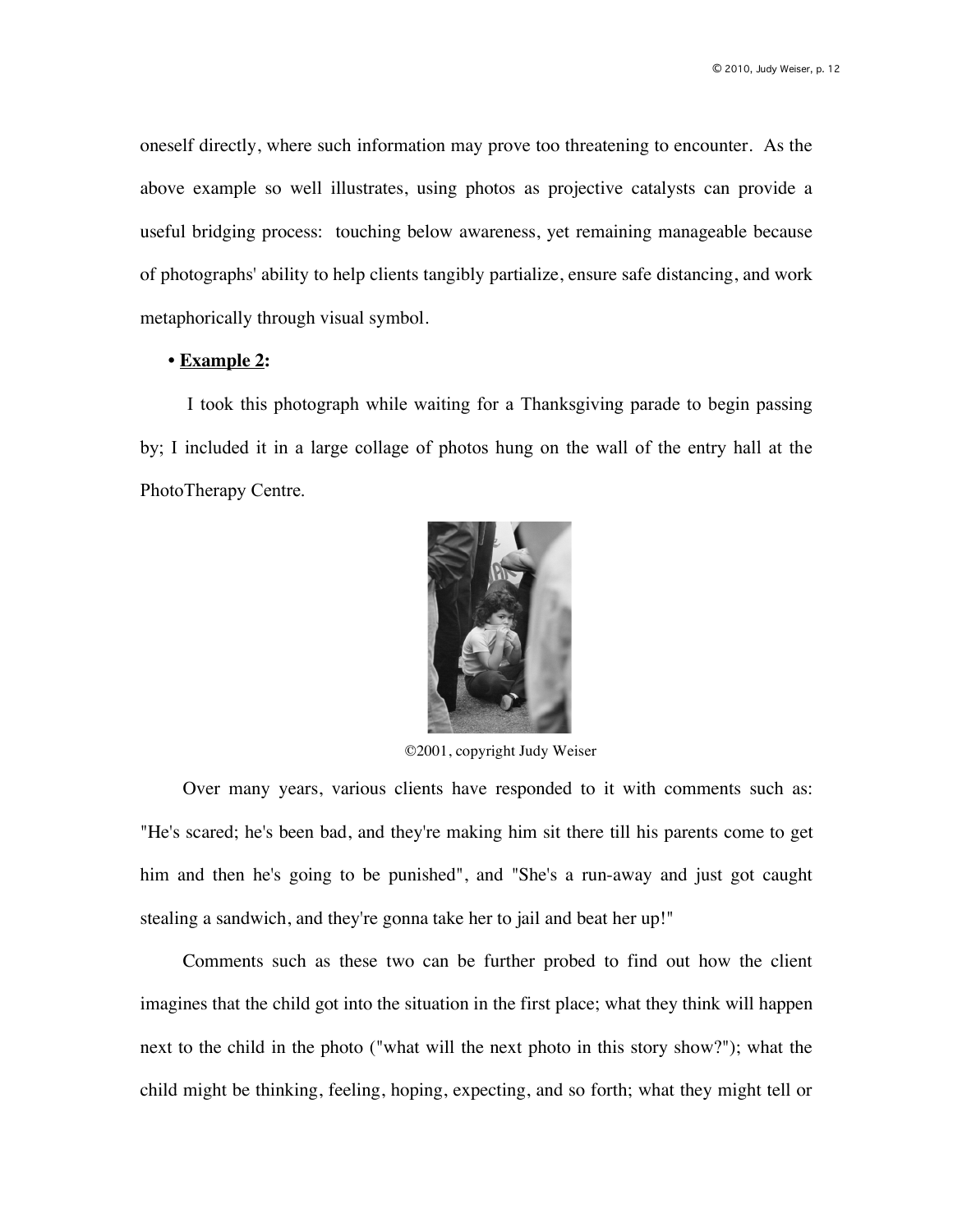oneself directly, where such information may prove too threatening to encounter. As the above example so well illustrates, using photos as projective catalysts can provide a useful bridging process: touching below awareness, yet remaining manageable because of photographs' ability to help clients tangibly partialize, ensure safe distancing, and work metaphorically through visual symbol.

• **Example 2:**

I took this photograph while waiting for a Thanksgiving parade to begin passing by; I included it in a large collage of photos hung on the wall of the entry hall at the PhotoTherapy Centre.

©2001, copyright Judy Weiser

Over many years, various clients have responded to it with comments such as: "He's scared; he's been bad, and they're making him sit there till his parents come to get him and then he's going to be punished", and "She's a run-away and just got caught stealing a sandwich, and they're gonna take her to jail and beat her up!"

Comments such as these two can be further probed to find out how the client imagines that the child got into the situation in the first place; what they think will happen next to the child in the photo ("what will the next photo in this story show?"); what the child might be thinking, feeling, hoping, expecting, and so forth; what they might tell or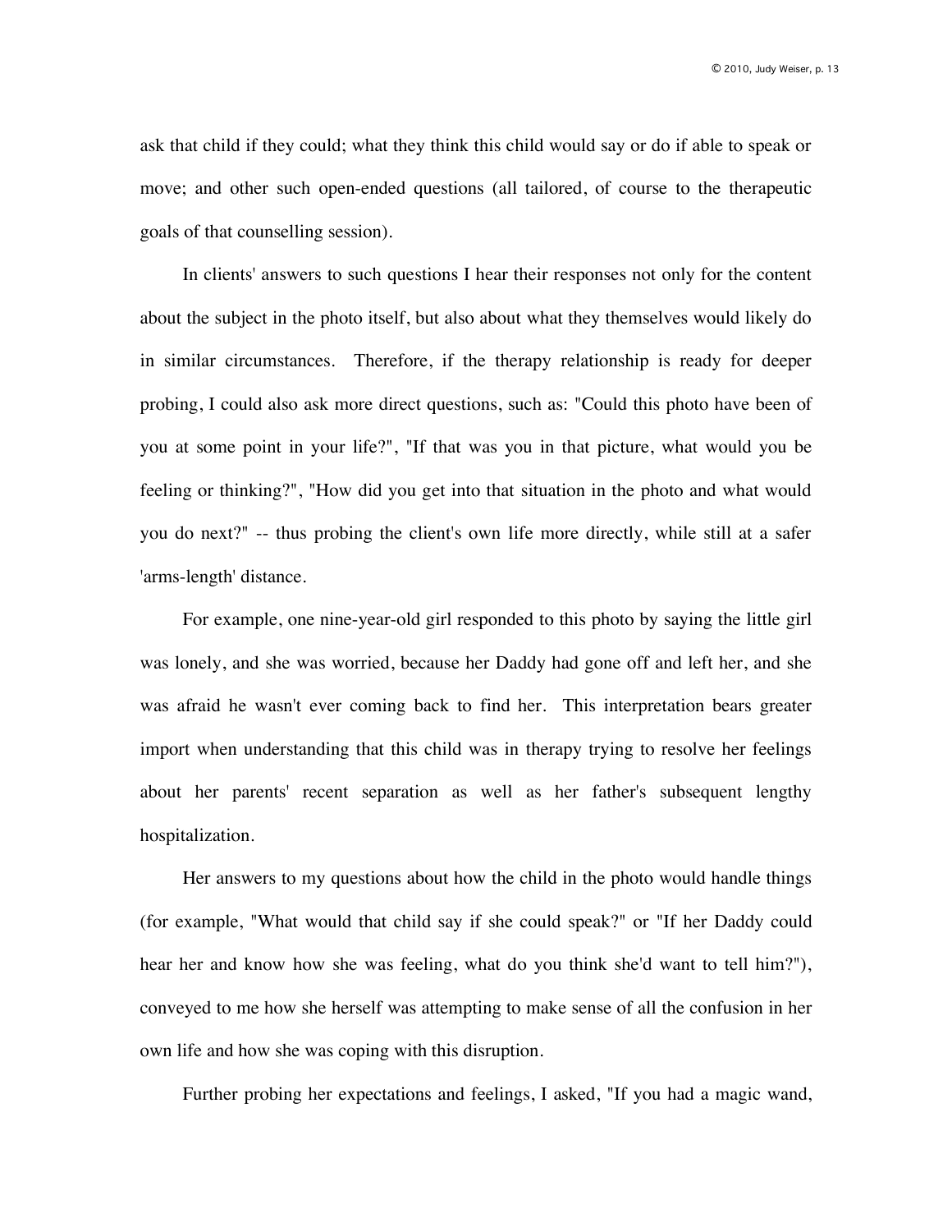ask that child if they could; what they think this child would say or do if able to speak or move; and other such open-ended questions (all tailored, of course to the therapeutic goals of that counselling session).

In clients' answers to such questions I hear their responses not only for the content about the subject in the photo itself, but also about what they themselves would likely do in similar circumstances. Therefore, if the therapy relationship is ready for deeper probing, I could also ask more direct questions, such as: "Could this photo have been of you at some point in your life?", "If that was you in that picture, what would you be feeling or thinking?", "How did you get into that situation in the photo and what would you do next?" -- thus probing the client's own life more directly, while still at a safer 'arms-length' distance.

For example, one nine-year-old girl responded to this photo by saying the little girl was lonely, and she was worried, because her Daddy had gone off and left her, and she was afraid he wasn't ever coming back to find her. This interpretation bears greater import when understanding that this child was in therapy trying to resolve her feelings about her parents' recent separation as well as her father's subsequent lengthy hospitalization.

Her answers to my questions about how the child in the photo would handle things (for example, "What would that child say if she could speak?" or "If her Daddy could hear her and know how she was feeling, what do you think she'd want to tell him?"), conveyed to me how she herself was attempting to make sense of all the confusion in her own life and how she was coping with this disruption.

Further probing her expectations and feelings, I asked, "If you had a magic wand,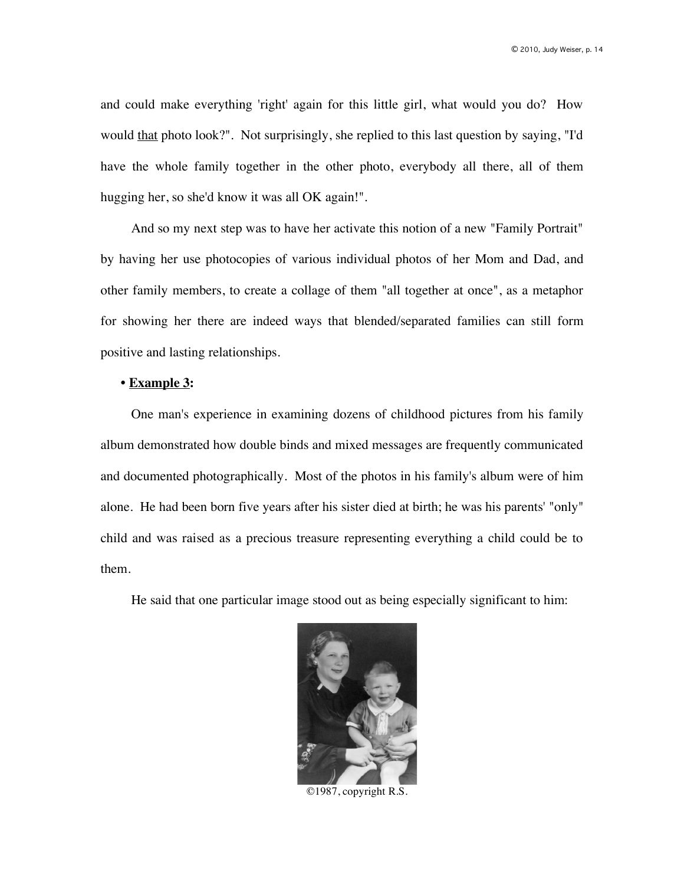and could make everything 'right' again for this little girl, what would you do? How would <u>that</u> photo look?". Not surprisingly, she replied to this last question by saying, "I'd have the whole family together in the other photo, everybody all there, all of them hugging her, so she'd know it was all OK again!".

And so my next step was to have her activate this notion of a new "Family Portrait" by having her use photocopies of various individual photos of her Mom and Dad, and other family members, to create a collage of them "all together at once", as a metaphor for showing her there are indeed ways that blended/separated families can still form positive and lasting relationships.

- **<u>Example 3</u>:**

One man's experience in examining dozens of childhood pictures from his family album demonstrated how double binds and mixed messages are frequently communicated and documented photographically. Most of the photos in his family's album were of him alone. He had been born five years after his sister died at birth; he was his parents' "only" child and was raised as a precious treasure representing everything a child could be to them.

He said that one particular image stood out as being especially significant to him:

©1987, copyright R.S.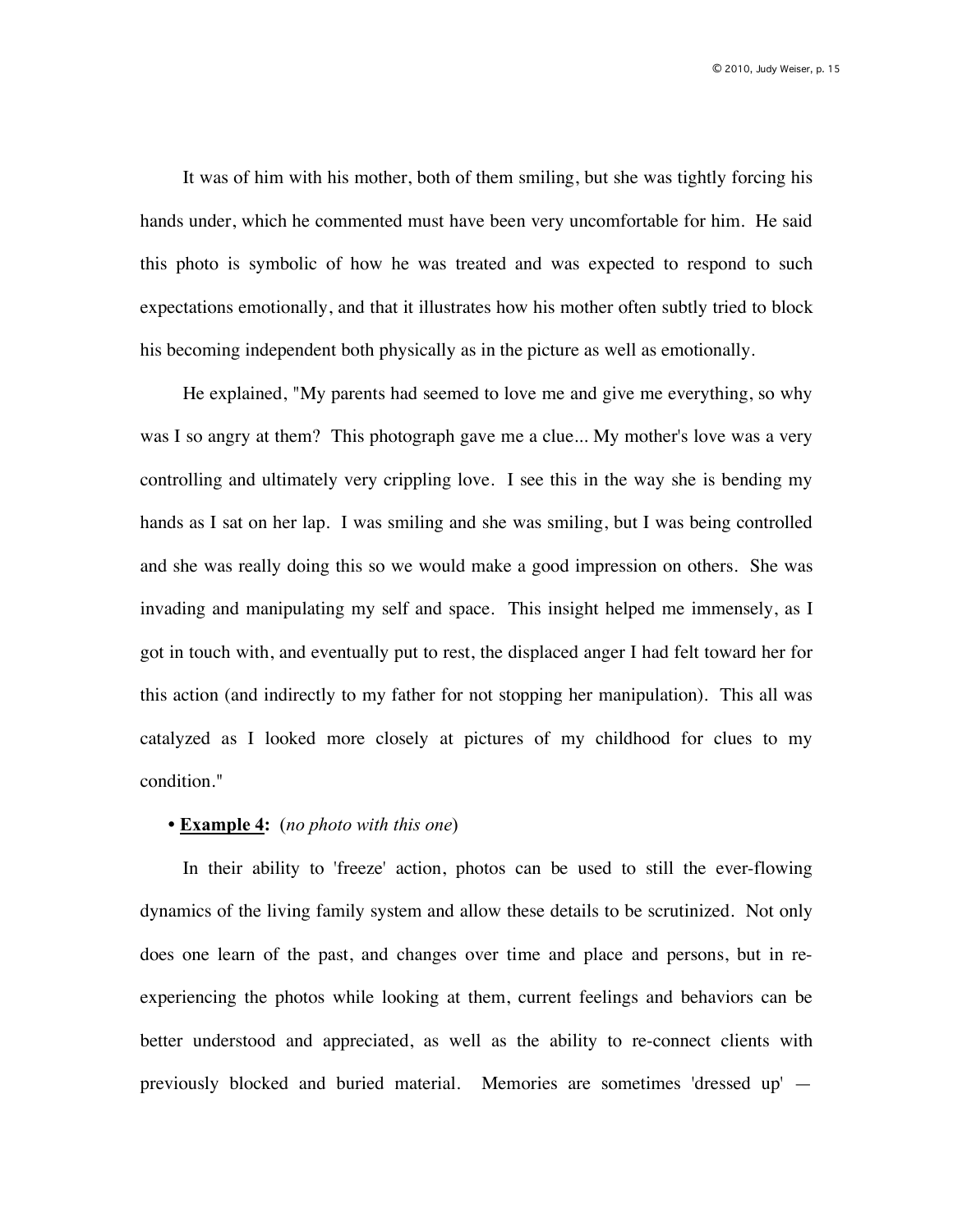It was of him with his mother, both of them smiling, but she was tightly forcing his hands under, which he commented must have been very uncomfortable for him. He said this photo is symbolic of how he was treated and was expected to respond to such expectations emotionally, and that it illustrates how his mother often subtly tried to block his becoming independent both physically as in the picture as well as emotionally.

He explained, "My parents had seemed to love me and give me everything, so why was I so angry at them? This photograph gave me a clue... My mother's love was a very controlling and ultimately very crippling love. I see this in the way she is bending my hands as I sat on her lap. I was smiling and she was smiling, but I was being controlled and she was really doing this so we would make a good impression on others. She was invading and manipulating my self and space. This insight helped me immensely, as I got in touch with, and eventually put to rest, the displaced anger I had felt toward her for this action (and indirectly to my father for not stopping her manipulation). This all was catalyzed as I looked more closely at pictures of my childhood for clues to my condition."

• **Example 4:** (*no photo with this one*)

In their ability to 'freeze' action, photos can be used to still the ever-flowing dynamics of the living family system and allow these details to be scrutinized. Not only does one learn of the past, and changes over time and place and persons, but in re-experiencing the photos while looking at them, current feelings and behaviors can be better understood and appreciated, as well as the ability to re-connect clients with previously blocked and buried material. Memories are sometimes 'dressed up' —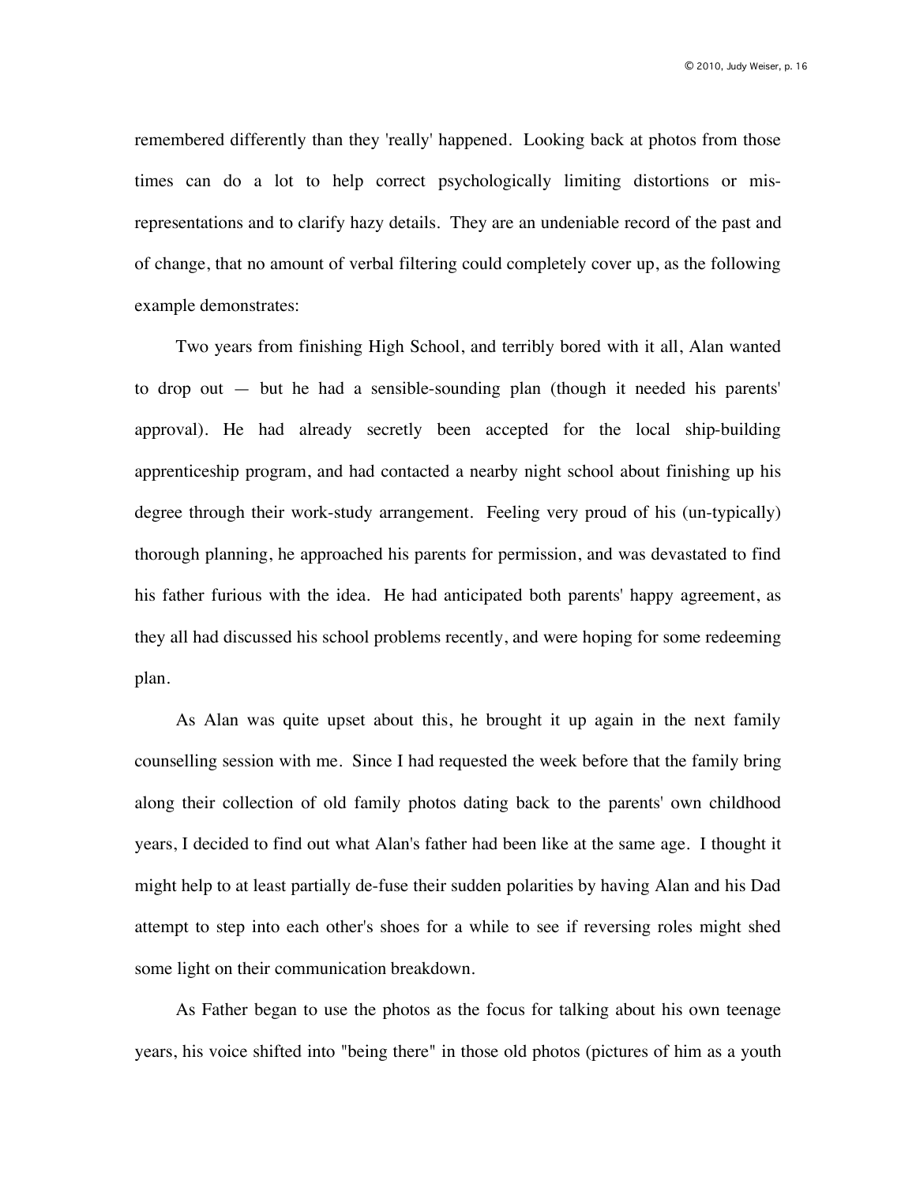remembered differently than they 'really' happened. Looking back at photos from those times can do a lot to help correct psychologically limiting distortions or mis-representations and to clarify hazy details. They are an undeniable record of the past and of change, that no amount of verbal filtering could completely cover up, as the following example demonstrates:

Two years from finishing High School, and terribly bored with it all, Alan wanted to drop out — but he had a sensible-sounding plan (though it needed his parents' approval). He had already secretly been accepted for the local ship-building apprenticeship program, and had contacted a nearby night school about finishing up his degree through their work-study arrangement. Feeling very proud of his (un-typically) thorough planning, he approached his parents for permission, and was devastated to find his father furious with the idea. He had anticipated both parents' happy agreement, as they all had discussed his school problems recently, and were hoping for some redeeming plan.

As Alan was quite upset about this, he brought it up again in the next family counselling session with me. Since I had requested the week before that the family bring along their collection of old family photos dating back to the parents' own childhood years, I decided to find out what Alan's father had been like at the same age. I thought it might help to at least partially de-fuse their sudden polarities by having Alan and his Dad attempt to step into each other's shoes for a while to see if reversing roles might shed some light on their communication breakdown.

As Father began to use the photos as the focus for talking about his own teenage years, his voice shifted into "being there" in those old photos (pictures of him as a youth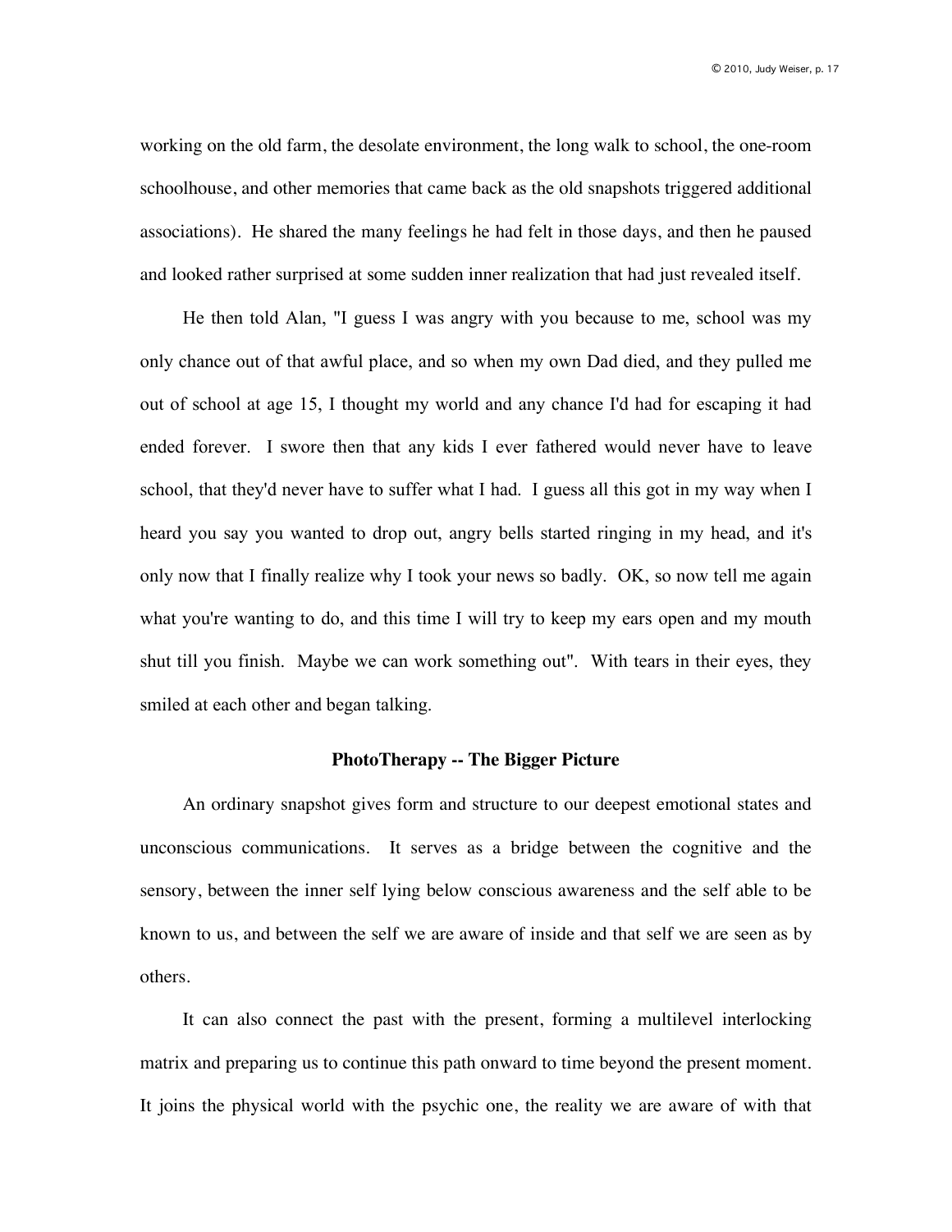working on the old farm, the desolate environment, the long walk to school, the one-room schoolhouse, and other memories that came back as the old snapshots triggered additional associations). He shared the many feelings he had felt in those days, and then he paused and looked rather surprised at some sudden inner realization that had just revealed itself.

He then told Alan, "I guess I was angry with you because to me, school was my only chance out of that awful place, and so when my own Dad died, and they pulled me out of school at age 15, I thought my world and any chance I'd had for escaping it had ended forever. I swore then that any kids I ever fathered would never have to leave school, that they'd never have to suffer what I had. I guess all this got in my way when I heard you say you wanted to drop out, angry bells started ringing in my head, and it's only now that I finally realize why I took your news so badly. OK, so now tell me again what you're wanting to do, and this time I will try to keep my ears open and my mouth shut till you finish. Maybe we can work something out". With tears in their eyes, they smiled at each other and began talking.

## PhotoTherapy -- The Bigger Picture

An ordinary snapshot gives form and structure to our deepest emotional states and unconscious communications. It serves as a bridge between the cognitive and the sensory, between the inner self lying below conscious awareness and the self able to be known to us, and between the self we are aware of inside and that self we are seen as by others.

It can also connect the past with the present, forming a multilevel interlocking matrix and preparing us to continue this path onward to time beyond the present moment. It joins the physical world with the psychic one, the reality we are aware of with that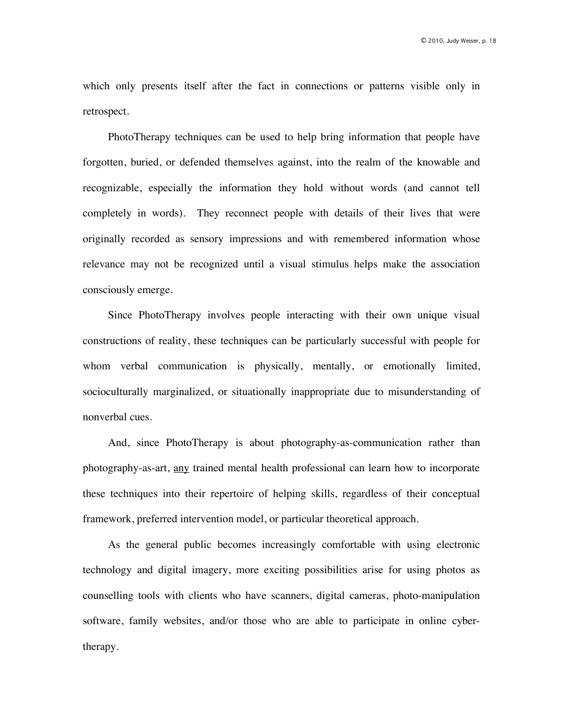which only presents itself after the fact in connections or patterns visible only in retrospect.

PhotoTherapy techniques can be used to help bring information that people have forgotten, buried, or defended themselves against, into the realm of the knowable and recognizable, especially the information they hold without words (and cannot tell completely in words). They reconnect people with details of their lives that were originally recorded as sensory impressions and with remembered information whose relevance may not be recognized until a visual stimulus helps make the association consciously emerge.

Since PhotoTherapy involves people interacting with their own unique visual constructions of reality, these techniques can be particularly successful with people for whom verbal communication is physically, mentally, or emotionally limited, socioculturally marginalized, or situationally inappropriate due to misunderstanding of nonverbal cues.

And, since PhotoTherapy is about photography-as-communication rather than photography-as-art, <u>any</u> trained mental health professional can learn how to incorporate these techniques into their repertoire of helping skills, regardless of their conceptual framework, preferred intervention model, or particular theoretical approach.

As the general public becomes increasingly comfortable with using electronic technology and digital imagery, more exciting possibilities arise for using photos as counselling tools with clients who have scanners, digital cameras, photo-manipulation software, family websites, and/or those who are able to participate in online cyber-therapy.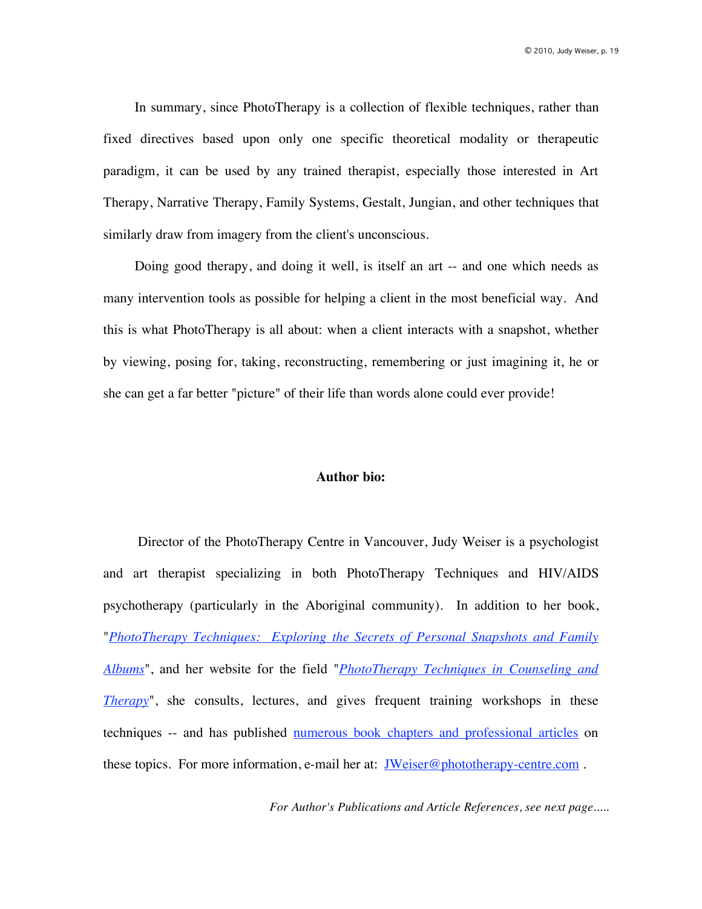In summary, since PhotoTherapy is a collection of flexible techniques, rather than fixed directives based upon only one specific theoretical modality or therapeutic paradigm, it can be used by any trained therapist, especially those interested in Art Therapy, Narrative Therapy, Family Systems, Gestalt, Jungian, and other techniques that similarly draw from imagery from the client's unconscious.

Doing good therapy, and doing it well, is itself an art -- and one which needs as many intervention tools as possible for helping a client in the most beneficial way. And this is what PhotoTherapy is all about: when a client interacts with a snapshot, whether by viewing, posing for, taking, reconstructing, remembering or just imagining it, he or she can get a far better "picture" of their life than words alone could ever provide!

**Author bio:**

Director of the PhotoTherapy Centre in Vancouver, Judy Weiser is a psychologist and art therapist specializing in both PhotoTherapy Techniques and HIV/AIDS psychotherapy (particularly in the Aboriginal community). In addition to her book, "*PhotoTherapy Techniques: Exploring the Secrets of Personal Snapshots and Family Albums*", and her website for the field "*PhotoTherapy Techniques in Counseling and Therapy*", she consults, lectures, and gives frequent training workshops in these techniques -- and has published numerous book chapters and professional articles on these topics. For more information, e-mail her at: JWeiser@phototherapy-centre.com .

*For Author's Publications and Article References, see next page.....*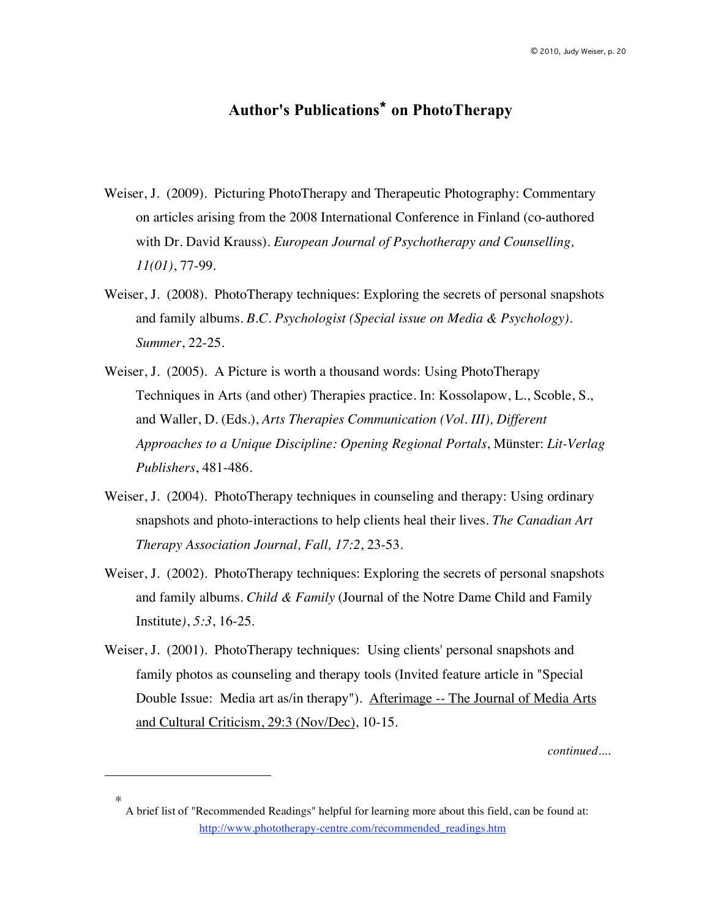# Author's Publications* on PhotoTherapy

Weiser, J. (2009). Picturing PhotoTherapy and Therapeutic Photography: Commentary on articles arising from the 2008 International Conference in Finland (co-authored with Dr. David Krauss). *European Journal of Psychotherapy and Counselling, 11(01)*, 77-99.

Weiser, J. (2008). PhotoTherapy techniques: Exploring the secrets of personal snapshots and family albums. *B.C. Psychologist (Special issue on Media & Psychology). Summer*, 22-25.

Weiser, J. (2005). A Picture is worth a thousand words: Using PhotoTherapy Techniques in Arts (and other) Therapies practice. In: Kossolapow, L., Scoble, S., and Waller, D. (Eds.), *Arts Therapies Communication (Vol. III), Different Approaches to a Unique Discipline: Opening Regional Portals*, Münster: *Lit-Verlag Publishers*, 481-486.

Weiser, J. (2004). PhotoTherapy techniques in counseling and therapy: Using ordinary snapshots and photo-interactions to help clients heal their lives. *The Canadian Art Therapy Association Journal, Fall, 17:2*, 23-53.

Weiser, J. (2002). PhotoTherapy techniques: Exploring the secrets of personal snapshots and family albums. *Child & Family* (Journal of the Notre Dame Child and Family Institute*), 5:3*, 16-25.

Weiser, J. (2001). PhotoTherapy techniques: Using clients' personal snapshots and family photos as counseling and therapy tools (Invited feature article in "Special Double Issue: Media art as/in therapy"). Afterimage -- The Journal of Media Arts and Cultural Criticism, 29:3 (Nov/Dec), 10-15.

*continued....*

---

* A brief list of "Recommended Readings" helpful for learning more about this field, can be found at: http://www.phototherapy-centre.com/recommended_readings.htm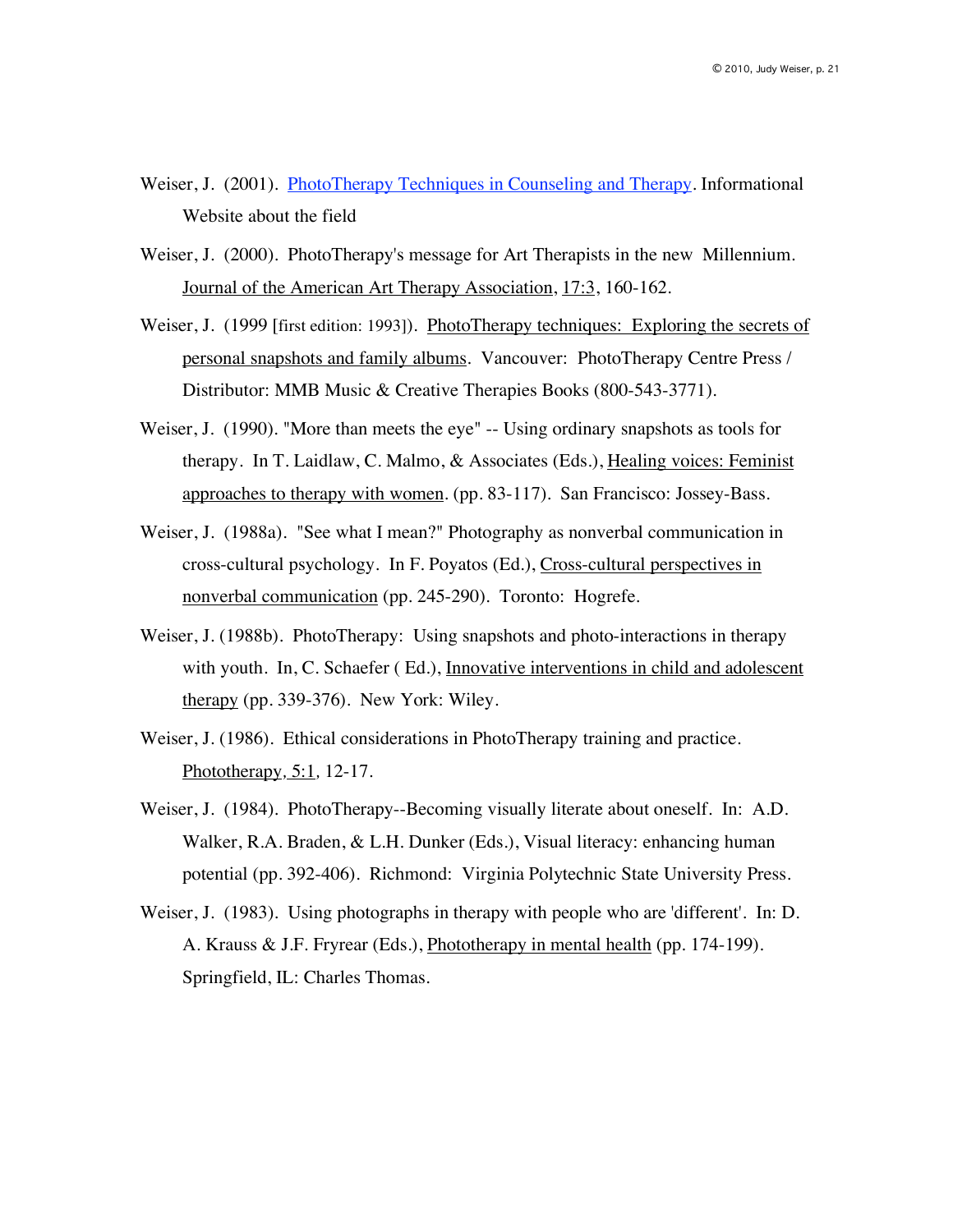Weiser, J. (2001). PhotoTherapy Techniques in Counseling and Therapy. Informational Website about the field

Weiser, J. (2000). PhotoTherapy's message for Art Therapists in the new Millennium. Journal of the American Art Therapy Association, 17:3, 160-162.

Weiser, J. (1999 [first edition: 1993]). PhotoTherapy techniques: Exploring the secrets of personal snapshots and family albums. Vancouver: PhotoTherapy Centre Press / Distributor: MMB Music & Creative Therapies Books (800-543-3771).

Weiser, J. (1990). "More than meets the eye" -- Using ordinary snapshots as tools for therapy. In T. Laidlaw, C. Malmo, & Associates (Eds.), Healing voices: Feminist approaches to therapy with women. (pp. 83-117). San Francisco: Jossey-Bass.

Weiser, J. (1988a). "See what I mean?" Photography as nonverbal communication in cross-cultural psychology. In F. Poyatos (Ed.), Cross-cultural perspectives in nonverbal communication (pp. 245-290). Toronto: Hogrefe.

Weiser, J. (1988b). PhotoTherapy: Using snapshots and photo-interactions in therapy with youth. In, C. Schaefer ( Ed.), Innovative interventions in child and adolescent therapy (pp. 339-376). New York: Wiley.

Weiser, J. (1986). Ethical considerations in PhotoTherapy training and practice. Phototherapy, 5:1, 12-17.

Weiser, J. (1984). PhotoTherapy--Becoming visually literate about oneself. In: A.D. Walker, R.A. Braden, & L.H. Dunker (Eds.), Visual literacy: enhancing human potential (pp. 392-406). Richmond: Virginia Polytechnic State University Press.

Weiser, J. (1983). Using photographs in therapy with people who are 'different'. In: D. A. Krauss & J.F. Fryrear (Eds.), Phototherapy in mental health (pp. 174-199). Springfield, IL: Charles Thomas.